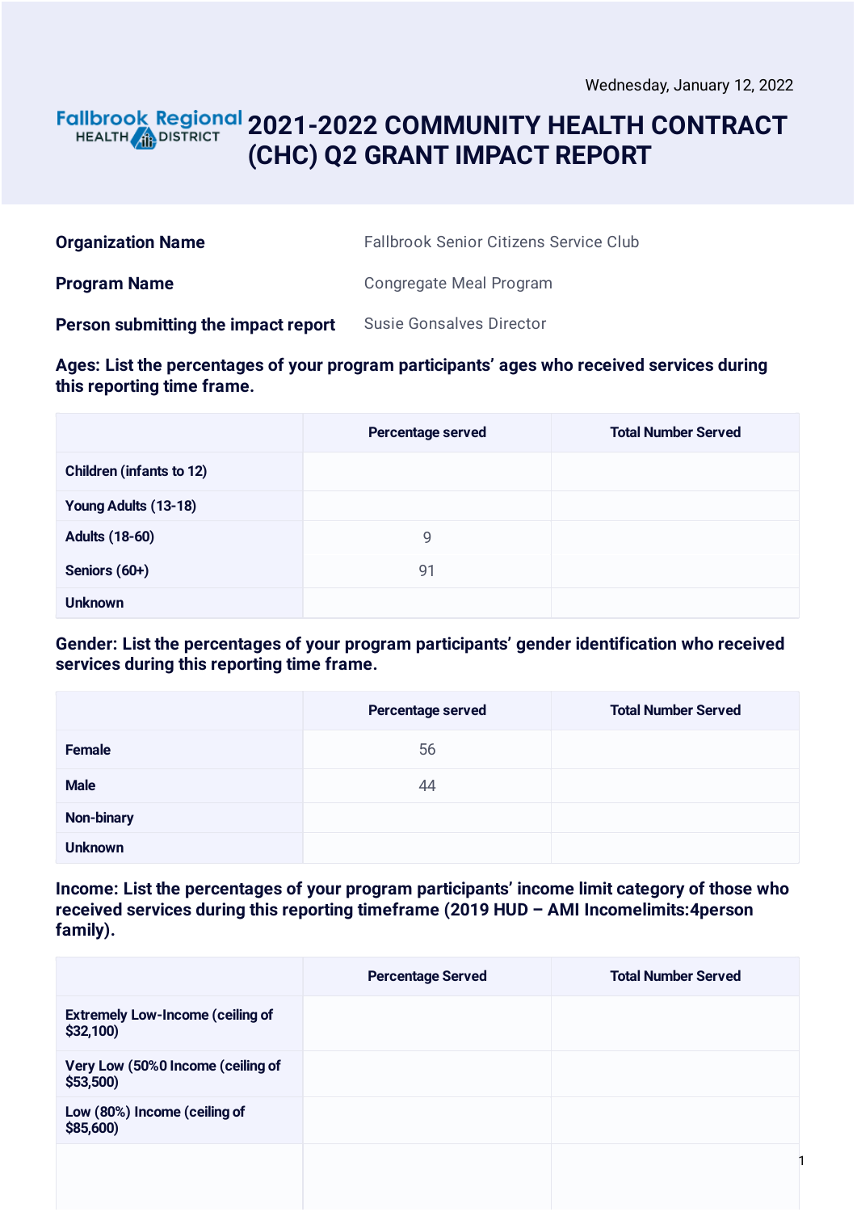Wednesday, January 12, 2022

# 2021-2022 COMMUNITY HEALTH CONTRACT (CHC) Q2 GRANT IMPACT REPORT

Fallbrook Regional HEALTH DISTRICT

| | |
|---|---|
| **Organization Name** | Fallbrook Senior Citizens Service Club |
| **Program Name** | Congregate Meal Program |
| **Person submitting the impact report** | Susie Gonsalves Director |

**Ages: List the percentages of your program participants' ages who received services during this reporting time frame.**

| | Percentage served | Total Number Served |
|---|---|---|
| Children (infants to 12) | | |
| Young Adults (13-18) | | |
| Adults (18-60) | 9 | |
| Seniors (60+) | 91 | |
| Unknown | | |

**Gender: List the percentages of your program participants' gender identification who received services during this reporting time frame.**

| | Percentage served | Total Number Served |
|---|---|---|
| Female | 56 | |
| Male | 44 | |
| Non-binary | | |
| Unknown | | |

**Income: List the percentages of your program participants' income limit category of those who received services during this reporting timeframe (2019 HUD – AMI Incomelimits:4person family).**

| | Percentage Served | Total Number Served |
|---|---|---|
| Extremely Low-Income (ceiling of $32,100) | | |
| Very Low (50%0 Income (ceiling of $53,500) | | |
| Low (80%) Income (ceiling of $85,600) | | |
| | | |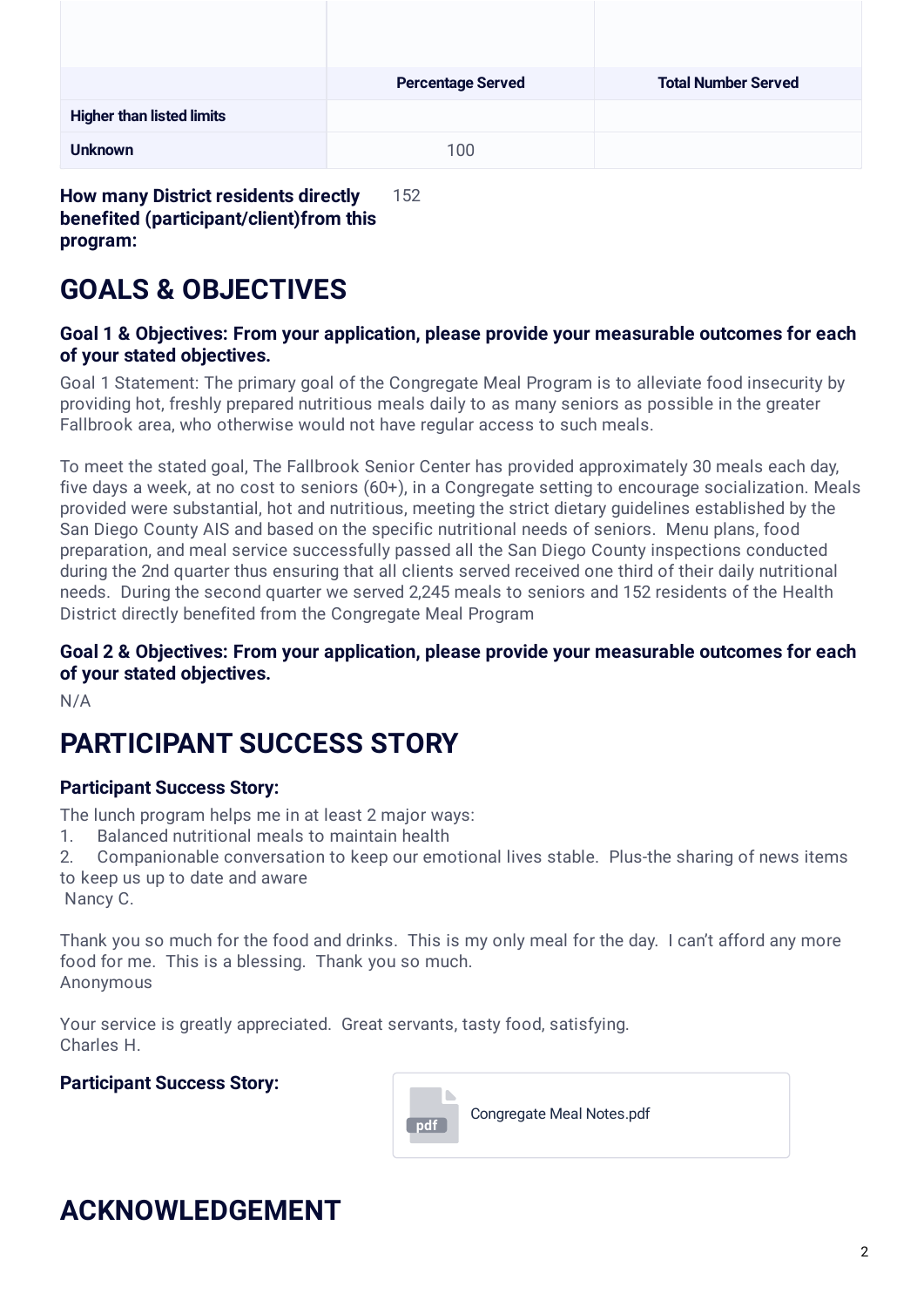| | Percentage Served | Total Number Served |
|---|---|---|
| **Higher than listed limits** | | |
| **Unknown** | 100 | |

**How many District residents directly benefited (participant/client)from this program:** 152

# GOALS & OBJECTIVES

### Goal 1 & Objectives: From your application, please provide your measurable outcomes for each of your stated objectives.

Goal 1 Statement: The primary goal of the Congregate Meal Program is to alleviate food insecurity by providing hot, freshly prepared nutritious meals daily to as many seniors as possible in the greater Fallbrook area, who otherwise would not have regular access to such meals.

To meet the stated goal, The Fallbrook Senior Center has provided approximately 30 meals each day, five days a week, at no cost to seniors (60+), in a Congregate setting to encourage socialization. Meals provided were substantial, hot and nutritious, meeting the strict dietary guidelines established by the San Diego County AIS and based on the specific nutritional needs of seniors. Menu plans, food preparation, and meal service successfully passed all the San Diego County inspections conducted during the 2nd quarter thus ensuring that all clients served received one third of their daily nutritional needs. During the second quarter we served 2,245 meals to seniors and 152 residents of the Health District directly benefited from the Congregate Meal Program

### Goal 2 & Objectives: From your application, please provide your measurable outcomes for each of your stated objectives.

N/A

# PARTICIPANT SUCCESS STORY

### Participant Success Story:

The lunch program helps me in at least 2 major ways:
1. Balanced nutritional meals to maintain health
2. Companionable conversation to keep our emotional lives stable. Plus-the sharing of news items to keep us up to date and aware

Nancy C.

Thank you so much for the food and drinks. This is my only meal for the day. I can't afford any more food for me. This is a blessing. Thank you so much.
Anonymous

Your service is greatly appreciated. Great servants, tasty food, satisfying.
Charles H.

### Participant Success Story:

Congregate Meal Notes.pdf

# ACKNOWLEDGEMENT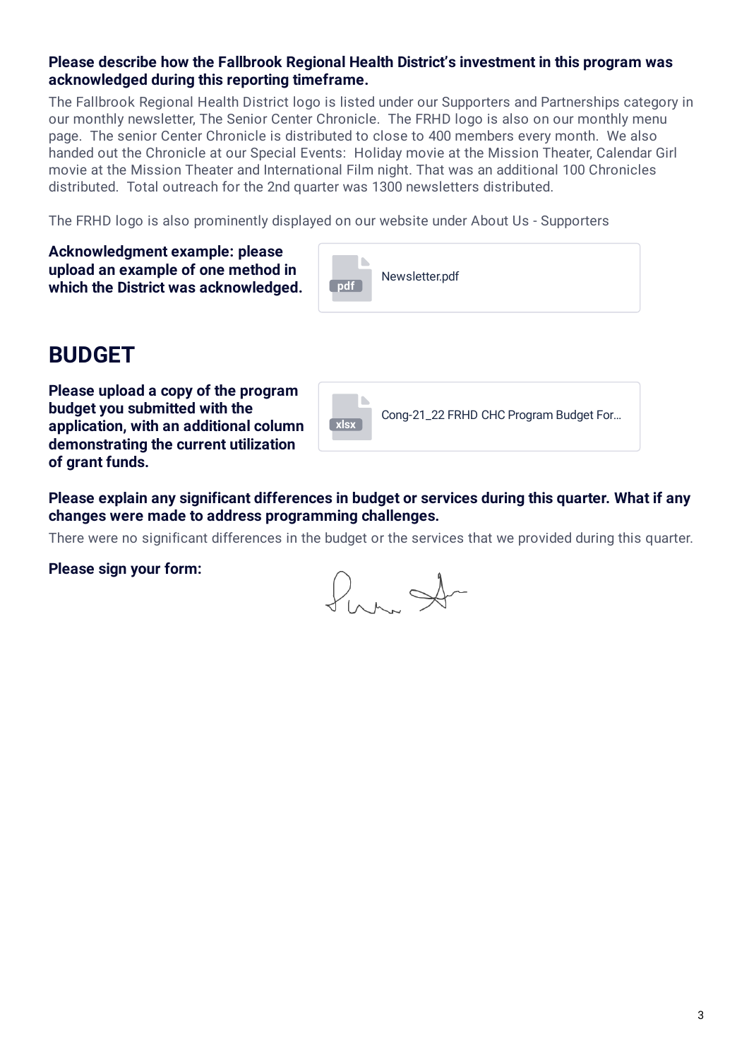**Please describe how the Fallbrook Regional Health District's investment in this program was acknowledged during this reporting timeframe.**

The Fallbrook Regional Health District logo is listed under our Supporters and Partnerships category in our monthly newsletter, The Senior Center Chronicle. The FRHD logo is also on our monthly menu page. The senior Center Chronicle is distributed to close to 400 members every month. We also handed out the Chronicle at our Special Events: Holiday movie at the Mission Theater, Calendar Girl movie at the Mission Theater and International Film night. That was an additional 100 Chronicles distributed. Total outreach for the 2nd quarter was 1300 newsletters distributed.

The FRHD logo is also prominently displayed on our website under About Us - Supporters

**Acknowledgment example: please upload an example of one method in which the District was acknowledged.**

pdf Newsletter.pdf

# BUDGET

**Please upload a copy of the program budget you submitted with the application, with an additional column demonstrating the current utilization of grant funds.**

xlsx Cong-21_22 FRHD CHC Program Budget For...

**Please explain any significant differences in budget or services during this quarter. What if any changes were made to address programming challenges.**

There were no significant differences in the budget or the services that we provided during this quarter.

**Please sign your form:**